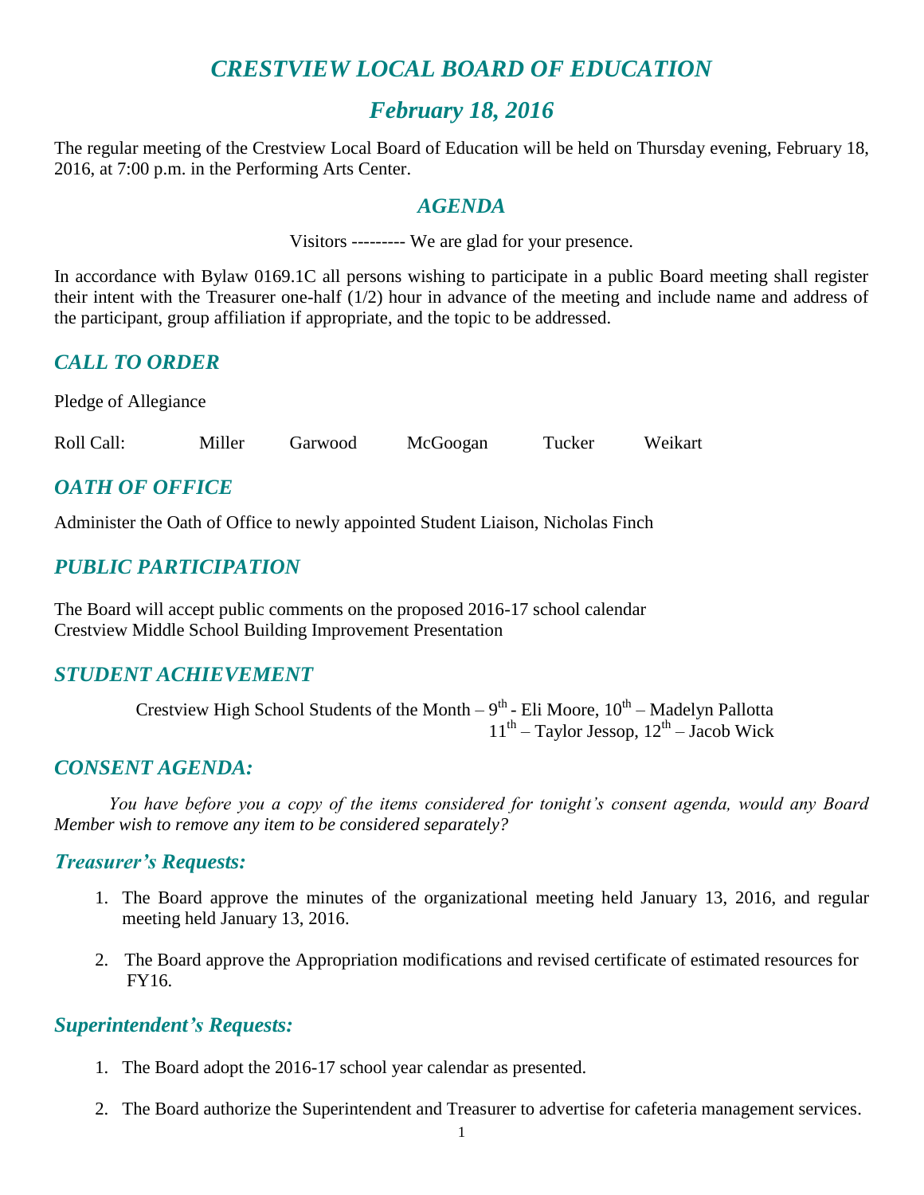# *CRESTVIEW LOCAL BOARD OF EDUCATION*

## *February 18, 2016*

The regular meeting of the Crestview Local Board of Education will be held on Thursday evening, February 18, 2016, at 7:00 p.m. in the Performing Arts Center.

## *AGENDA*

Visitors --------- We are glad for your presence.

In accordance with Bylaw 0169.1C all persons wishing to participate in a public Board meeting shall register their intent with the Treasurer one-half (1/2) hour in advance of the meeting and include name and address of the participant, group affiliation if appropriate, and the topic to be addressed.

## *CALL TO ORDER*

Pledge of Allegiance

Roll Call: Miller Garwood McGoogan Tucker Weikart

## *OATH OF OFFICE*

Administer the Oath of Office to newly appointed Student Liaison, Nicholas Finch

## *PUBLIC PARTICIPATION*

The Board will accept public comments on the proposed 2016-17 school calendar
Crestview Middle School Building Improvement Presentation

## *STUDENT ACHIEVEMENT*

Crestview High School Students of the Month – 9th - Eli Moore, 10th – Madelyn Pallotta
11th – Taylor Jessop, 12th – Jacob Wick

## *CONSENT AGENDA:*

*You have before you a copy of the items considered for tonight's consent agenda, would any Board Member wish to remove any item to be considered separately?*

### *Treasurer's Requests:*

1. The Board approve the minutes of the organizational meeting held January 13, 2016, and regular meeting held January 13, 2016.

2. The Board approve the Appropriation modifications and revised certificate of estimated resources for FY16.

### *Superintendent's Requests:*

1. The Board adopt the 2016-17 school year calendar as presented.

2. The Board authorize the Superintendent and Treasurer to advertise for cafeteria management services.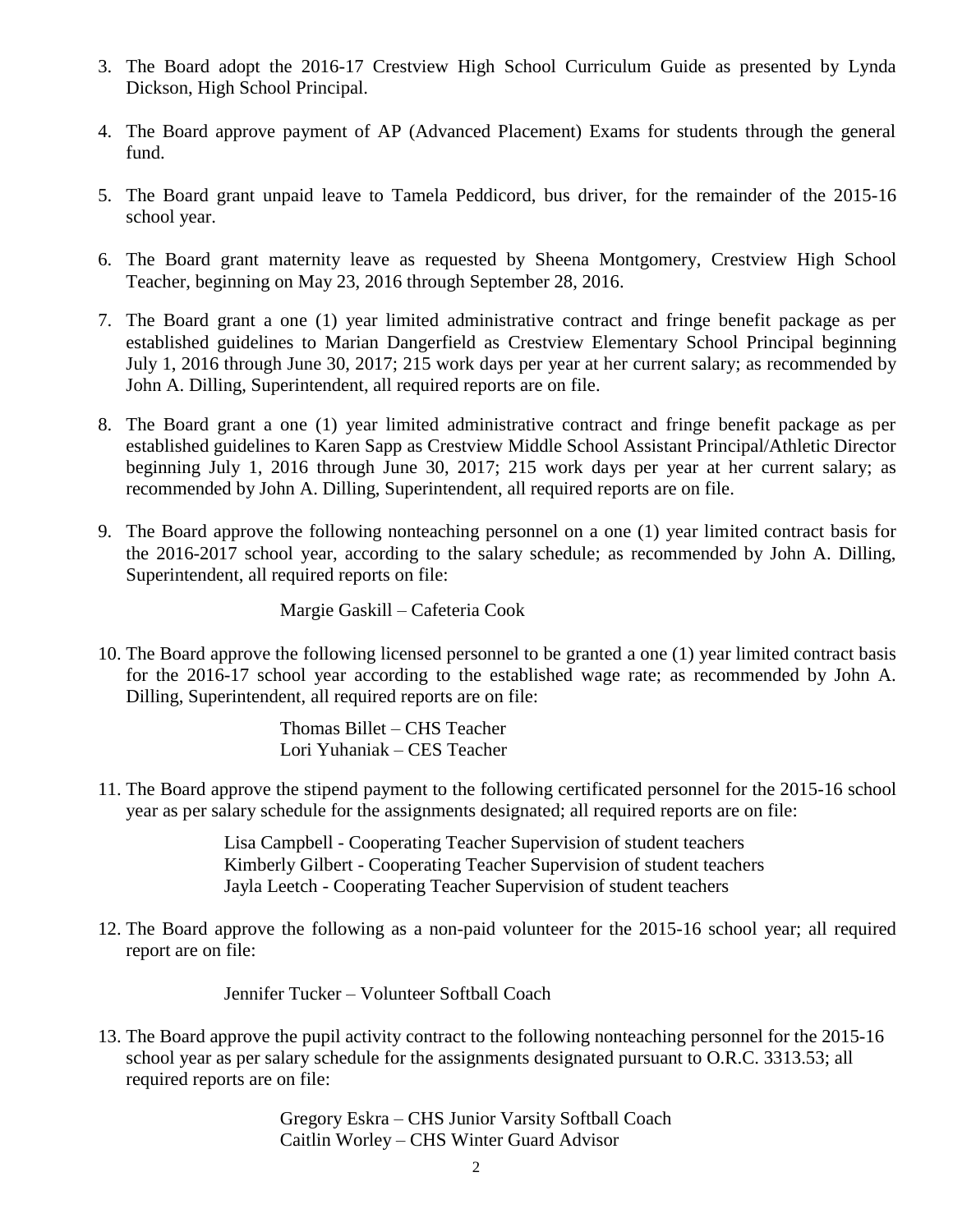3. The Board adopt the 2016-17 Crestview High School Curriculum Guide as presented by Lynda Dickson, High School Principal.

4. The Board approve payment of AP (Advanced Placement) Exams for students through the general fund.

5. The Board grant unpaid leave to Tamela Peddicord, bus driver, for the remainder of the 2015-16 school year.

6. The Board grant maternity leave as requested by Sheena Montgomery, Crestview High School Teacher, beginning on May 23, 2016 through September 28, 2016.

7. The Board grant a one (1) year limited administrative contract and fringe benefit package as per established guidelines to Marian Dangerfield as Crestview Elementary School Principal beginning July 1, 2016 through June 30, 2017; 215 work days per year at her current salary; as recommended by John A. Dilling, Superintendent, all required reports are on file.

8. The Board grant a one (1) year limited administrative contract and fringe benefit package as per established guidelines to Karen Sapp as Crestview Middle School Assistant Principal/Athletic Director beginning July 1, 2016 through June 30, 2017; 215 work days per year at her current salary; as recommended by John A. Dilling, Superintendent, all required reports are on file.

9. The Board approve the following nonteaching personnel on a one (1) year limited contract basis for the 2016-2017 school year, according to the salary schedule; as recommended by John A. Dilling, Superintendent, all required reports on file:

   Margie Gaskill – Cafeteria Cook

10. The Board approve the following licensed personnel to be granted a one (1) year limited contract basis for the 2016-17 school year according to the established wage rate; as recommended by John A. Dilling, Superintendent, all required reports are on file:

    Thomas Billet – CHS Teacher
    Lori Yuhaniak – CES Teacher

11. The Board approve the stipend payment to the following certificated personnel for the 2015-16 school year as per salary schedule for the assignments designated; all required reports are on file:

    Lisa Campbell - Cooperating Teacher Supervision of student teachers
    Kimberly Gilbert - Cooperating Teacher Supervision of student teachers
    Jayla Leetch - Cooperating Teacher Supervision of student teachers

12. The Board approve the following as a non-paid volunteer for the 2015-16 school year; all required report are on file:

    Jennifer Tucker – Volunteer Softball Coach

13. The Board approve the pupil activity contract to the following nonteaching personnel for the 2015-16 school year as per salary schedule for the assignments designated pursuant to O.R.C. 3313.53; all required reports are on file:

    Gregory Eskra – CHS Junior Varsity Softball Coach
    Caitlin Worley – CHS Winter Guard Advisor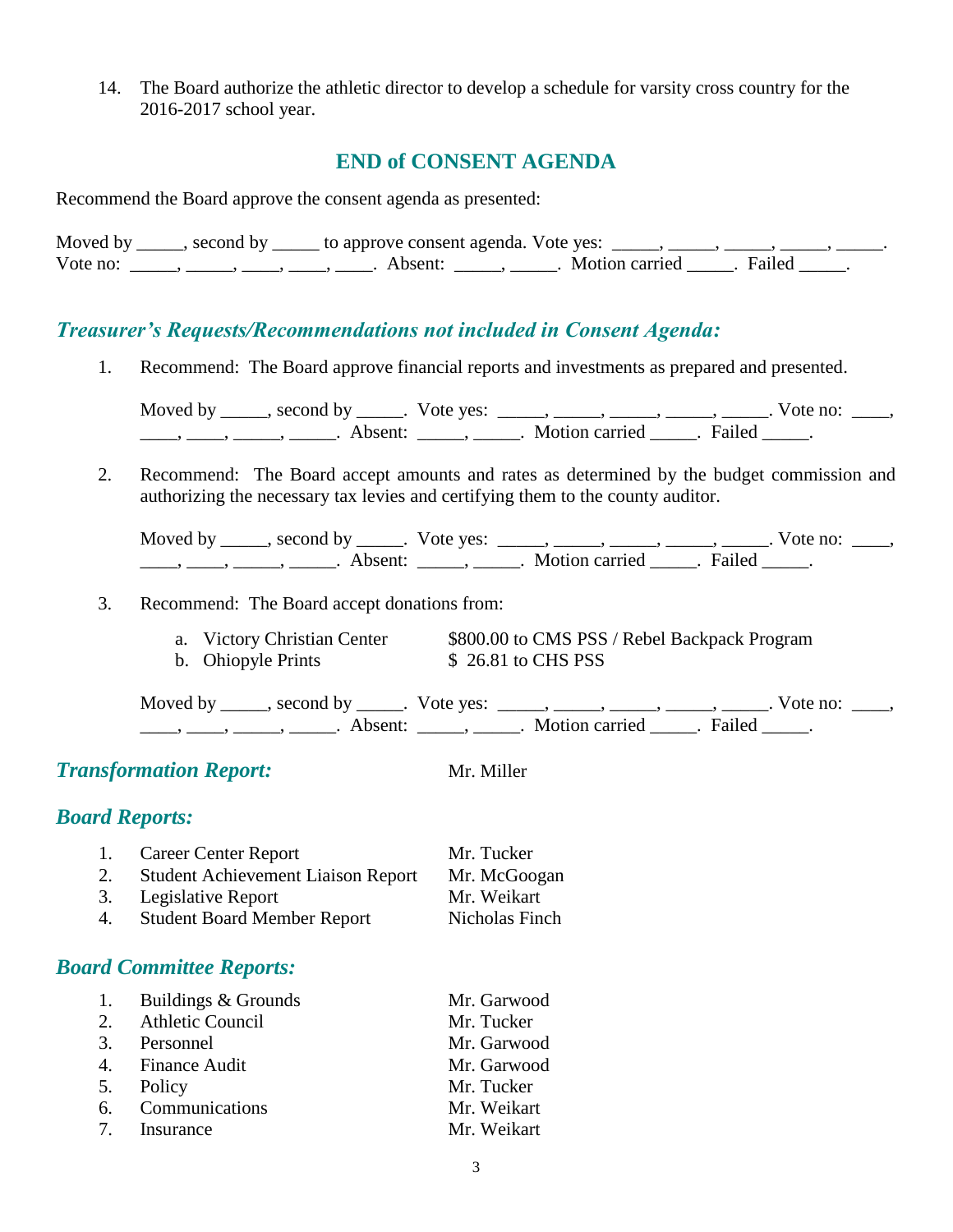14. The Board authorize the athletic director to develop a schedule for varsity cross country for the 2016-2017 school year.

## END of CONSENT AGENDA

Recommend the Board approve the consent agenda as presented:

Moved by _____, second by _____ to approve consent agenda. Vote yes: _____, _____, _____, _____, _____. Vote no: _____, _____, ____, ____, ____. Absent: _____, _____. Motion carried _____. Failed _____.

### *Treasurer's Requests/Recommendations not included in Consent Agenda:*

1. Recommend: The Board approve financial reports and investments as prepared and presented.

   Moved by _____, second by _____. Vote yes: _____, _____, _____, _____, _____. Vote no: ____, ____, ____, _____, _____. Absent: _____, _____. Motion carried _____. Failed _____.

2. Recommend: The Board accept amounts and rates as determined by the budget commission and authorizing the necessary tax levies and certifying them to the county auditor.

   Moved by _____, second by _____. Vote yes: _____, _____, _____, _____, _____. Vote no: ____, ____, ____, _____, _____. Absent: _____, _____. Motion carried _____. Failed _____.

3. Recommend: The Board accept donations from:

   a. Victory Christian Center — $800.00 to CMS PSS / Rebel Backpack Program
   b. Ohiopyle Prints — $ 26.81 to CHS PSS

   Moved by _____, second by _____. Vote yes: _____, _____, _____, _____, _____. Vote no: ____, ____, ____, _____, _____. Absent: _____, _____. Motion carried _____. Failed _____.

### *Transformation Report:* Mr. Miller

### *Board Reports:*

1. Career Center Report — Mr. Tucker
2. Student Achievement Liaison Report — Mr. McGoogan
3. Legislative Report — Mr. Weikart
4. Student Board Member Report — Nicholas Finch

### *Board Committee Reports:*

1. Buildings & Grounds — Mr. Garwood
2. Athletic Council — Mr. Tucker
3. Personnel — Mr. Garwood
4. Finance Audit — Mr. Garwood
5. Policy — Mr. Tucker
6. Communications — Mr. Weikart
7. Insurance — Mr. Weikart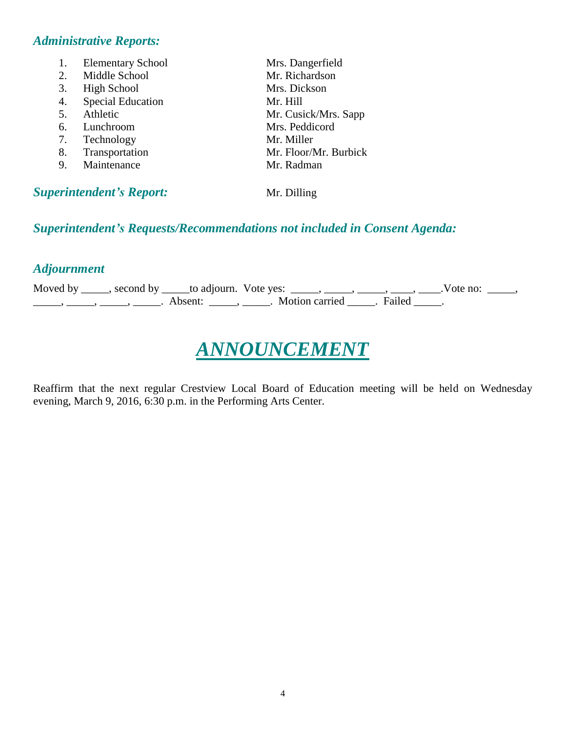### *Administrative Reports:*

| | | |
|---|---|---|
| 1. | Elementary School | Mrs. Dangerfield |
| 2. | Middle School | Mr. Richardson |
| 3. | High School | Mrs. Dickson |
| 4. | Special Education | Mr. Hill |
| 5. | Athletic | Mr. Cusick/Mrs. Sapp |
| 6. | Lunchroom | Mrs. Peddicord |
| 7. | Technology | Mr. Miller |
| 8. | Transportation | Mr. Floor/Mr. Burbick |
| 9. | Maintenance | Mr. Radman |

### *Superintendent's Report:* Mr. Dilling

### *Superintendent's Requests/Recommendations not included in Consent Agenda:*

### *Adjournment*

Moved by _____, second by _____to adjourn. Vote yes: _____, _____, _____, ____, ____.Vote no: _____, _____, _____, _____, _____. Absent: _____, _____. Motion carried _____. Failed _____.

# *ANNOUNCEMENT*

Reaffirm that the next regular Crestview Local Board of Education meeting will be held on Wednesday evening, March 9, 2016, 6:30 p.m. in the Performing Arts Center.